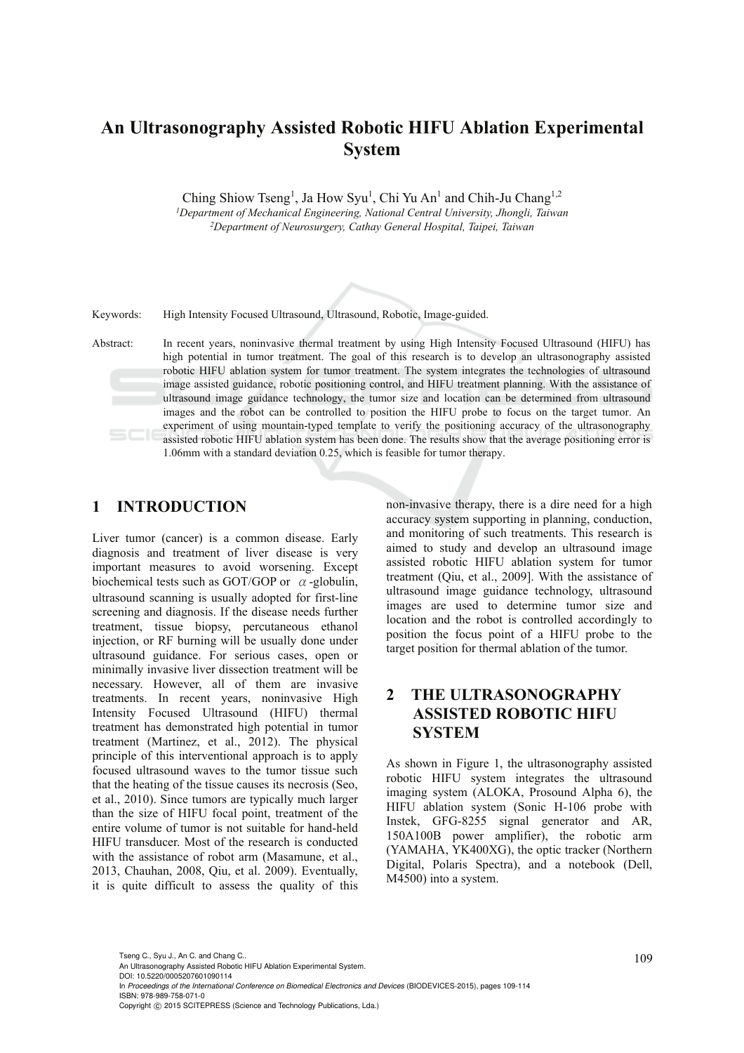# An Ultrasonography Assisted Robotic HIFU Ablation Experimental System

Ching Shiow Tseng[1], Ja How Syu[1], Chi Yu An[1] and Chih-Ju Chang[1,2]

[1]*Department of Mechanical Engineering, National Central University, Jhongli, Taiwan*
[2]*Department of Neurosurgery, Cathay General Hospital, Taipei, Taiwan*

Keywords: High Intensity Focused Ultrasound, Ultrasound, Robotic, Image-guided.

Abstract: In recent years, noninvasive thermal treatment by using High Intensity Focused Ultrasound (HIFU) has high potential in tumor treatment. The goal of this research is to develop an ultrasonography assisted robotic HIFU ablation system for tumor treatment. The system integrates the technologies of ultrasound image assisted guidance, robotic positioning control, and HIFU treatment planning. With the assistance of ultrasound image guidance technology, the tumor size and location can be determined from ultrasound images and the robot can be controlled to position the HIFU probe to focus on the target tumor. An experiment of using mountain-typed template to verify the positioning accuracy of the ultrasonography assisted robotic HIFU ablation system has been done. The results show that the average positioning error is 1.06mm with a standard deviation 0.25, which is feasible for tumor therapy.

## 1 INTRODUCTION

Liver tumor (cancer) is a common disease. Early diagnosis and treatment of liver disease is very important measures to avoid worsening. Except biochemical tests such as GOT/GOP or $\alpha$-globulin, ultrasound scanning is usually adopted for first-line screening and diagnosis. If the disease needs further treatment, tissue biopsy, percutaneous ethanol injection, or RF burning will be usually done under ultrasound guidance. For serious cases, open or minimally invasive liver dissection treatment will be necessary. However, all of them are invasive treatments. In recent years, noninvasive High Intensity Focused Ultrasound (HIFU) thermal treatment has demonstrated high potential in tumor treatment (Martinez, et al., 2012). The physical principle of this interventional approach is to apply focused ultrasound waves to the tumor tissue such that the heating of the tissue causes its necrosis (Seo, et al., 2010). Since tumors are typically much larger than the size of HIFU focal point, treatment of the entire volume of tumor is not suitable for hand-held HIFU transducer. Most of the research is conducted with the assistance of robot arm (Masamune, et al., 2013, Chauhan, 2008, Qiu, et al. 2009). Eventually, it is quite difficult to assess the quality of this non-invasive therapy, there is a dire need for a high accuracy system supporting in planning, conduction, and monitoring of such treatments. This research is aimed to study and develop an ultrasound image assisted robotic HIFU ablation system for tumor treatment (Qiu, et al., 2009]. With the assistance of ultrasound image guidance technology, ultrasound images are used to determine tumor size and location and the robot is controlled accordingly to position the focus point of a HIFU probe to the target position for thermal ablation of the tumor.

## 2 THE ULTRASONOGRAPHY ASSISTED ROBOTIC HIFU SYSTEM

As shown in Figure 1, the ultrasonography assisted robotic HIFU system integrates the ultrasound imaging system (ALOKA, Prosound Alpha 6), the HIFU ablation system (Sonic H-106 probe with Instek, GFG-8255 signal generator and AR, 150A100B power amplifier), the robotic arm (YAMAHA, YK400XG), the optic tracker (Northern Digital, Polaris Spectra), and a notebook (Dell, M4500) into a system.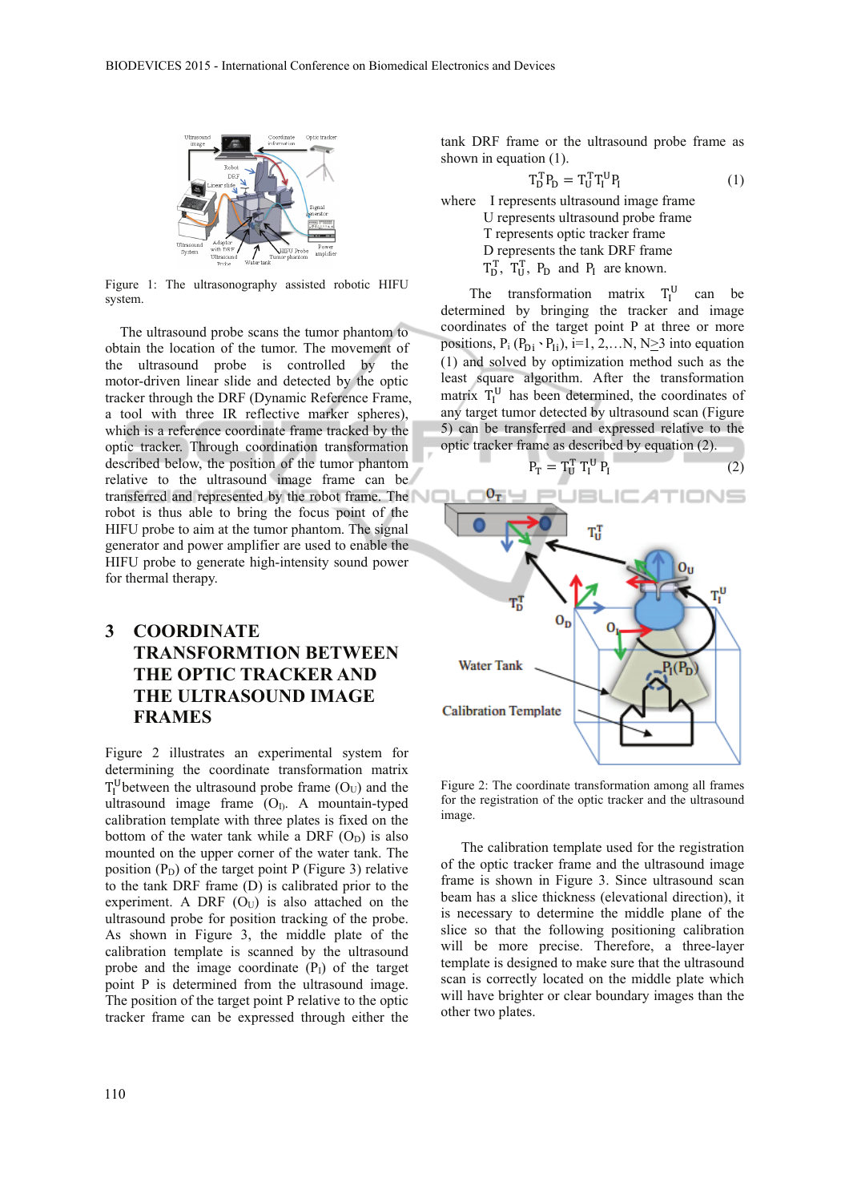Figure 1: The ultrasonography assisted robotic HIFU system.

The ultrasound probe scans the tumor phantom to obtain the location of the tumor. The movement of the ultrasound probe is controlled by the motor-driven linear slide and detected by the optic tracker through the DRF (Dynamic Reference Frame, a tool with three IR reflective marker spheres), which is a reference coordinate frame tracked by the optic tracker. Through coordination transformation described below, the position of the tumor phantom relative to the ultrasound image frame can be transferred and represented by the robot frame. The robot is thus able to bring the focus point of the HIFU probe to aim at the tumor phantom. The signal generator and power amplifier are used to enable the HIFU probe to generate high-intensity sound power for thermal therapy.

# 3 COORDINATE TRANSFORMTION BETWEEN THE OPTIC TRACKER AND THE ULTRASOUND IMAGE FRAMES

Figure 2 illustrates an experimental system for determining the coordinate transformation matrix $T_I^U$ between the ultrasound probe frame ($O_U$) and the ultrasound image frame ($O_I$). A mountain-typed calibration template with three plates is fixed on the bottom of the water tank while a DRF ($O_D$) is also mounted on the upper corner of the water tank. The position ($P_D$) of the target point P (Figure 3) relative to the tank DRF frame (D) is calibrated prior to the experiment. A DRF ($O_U$) is also attached on the ultrasound probe for position tracking of the probe. As shown in Figure 3, the middle plate of the calibration template is scanned by the ultrasound probe and the image coordinate ($P_I$) of the target point P is determined from the ultrasound image. The position of the target point P relative to the optic tracker frame can be expressed through either the tank DRF frame or the ultrasound probe frame as shown in equation (1).

$$T_D^T P_D = T_U^T T_I^U P_I \tag{1}$$

where I represents ultrasound image frame
U represents ultrasound probe frame
T represents optic tracker frame
D represents the tank DRF frame
$T_D^T$, $T_U^T$, $P_D$ and $P_I$ are known.

The transformation matrix $T_I^U$ can be determined by bringing the tracker and image coordinates of the target point P at three or more positions, $P_i$ ($P_{Di}$, $P_{Ii}$), i=1, 2,…N, N≥3 into equation (1) and solved by optimization method such as the least square algorithm. After the transformation matrix $T_I^U$ has been determined, the coordinates of any target tumor detected by ultrasound scan (Figure 5) can be transferred and expressed relative to the optic tracker frame as described by equation (2).

$$P_T = T_U^T T_I^U P_I \tag{2}$$

Figure 2: The coordinate transformation among all frames for the registration of the optic tracker and the ultrasound image.

The calibration template used for the registration of the optic tracker frame and the ultrasound image frame is shown in Figure 3. Since ultrasound scan beam has a slice thickness (elevational direction), it is necessary to determine the middle plane of the slice so that the following positioning calibration will be more precise. Therefore, a three-layer template is designed to make sure that the ultrasound scan is correctly located on the middle plate which will have brighter or clear boundary images than the other two plates.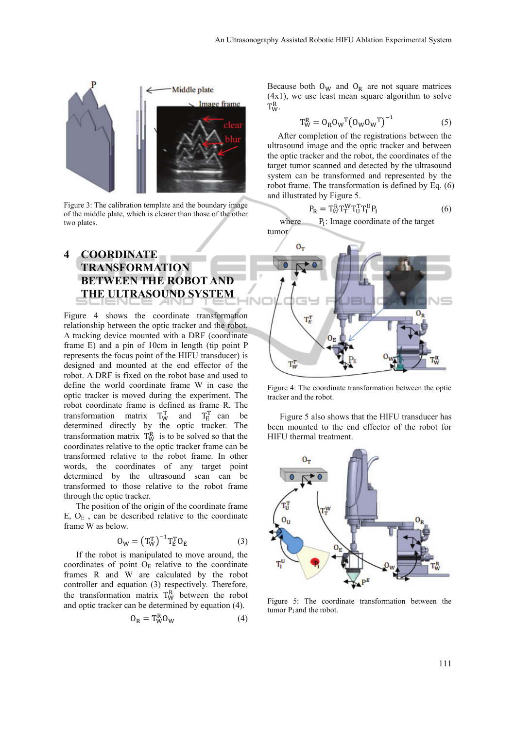Figure 3: The calibration template and the boundary image of the middle plate, which is clearer than those of the other two plates.

## 4 COORDINATE TRANSFORMATION BETWEEN THE ROBOT AND THE ULTRASOUND SYSTEM

Figure 4 shows the coordinate transformation relationship between the optic tracker and the robot. A tracking device mounted with a DRF (coordinate frame E) and a pin of 10cm in length (tip point P represents the focus point of the HIFU transducer) is designed and mounted at the end effector of the robot. A DRF is fixed on the robot base and used to define the world coordinate frame W in case the optic tracker is moved during the experiment. The robot coordinate frame is defined as frame R. The transformation matrix $T_W^T$ and $T_E^T$ can be determined directly by the optic tracker. The transformation matrix $T_W^R$ is to be solved so that the coordinates relative to the optic tracker frame can be transformed relative to the robot frame. In other words, the coordinates of any target point determined by the ultrasound scan can be transformed to those relative to the robot frame through the optic tracker.

The position of the origin of the coordinate frame E, $O_E$ , can be described relative to the coordinate frame W as below.

$$O_W = \left(T_W^T\right)^{-1} T_E^T O_E \tag{3}$$

If the robot is manipulated to move around, the coordinates of point $O_E$ relative to the coordinate frames R and W are calculated by the robot controller and equation (3) respectively. Therefore, the transformation matrix $T_W^R$ between the robot and optic tracker can be determined by equation (4).

$$O_R = T_W^R O_W \tag{4}$$

Because both $O_W$ and $O_R$ are not square matrices (4x1), we use least mean square algorithm to solve $T_W^R$.

$$T_W^R = O_R {O_W}^T \left(O_W {O_W}^T\right)^{-1} \tag{5}$$

After completion of the registrations between the ultrasound image and the optic tracker and between the optic tracker and the robot, the coordinates of the target tumor scanned and detected by the ultrasound system can be transformed and represented by the robot frame. The transformation is defined by Eq. (6) and illustrated by Figure 5.

$$P_R = T_W^R T_T^W T_U^T T_I^U P_I \tag{6}$$

where $P_I$: Image coordinate of the target tumor

Figure 4: The coordinate transformation between the optic tracker and the robot.

Figure 5 also shows that the HIFU transducer has been mounted to the end effector of the robot for HIFU thermal treatment.

Figure 5: The coordinate transformation between the tumor $P_I$ and the robot.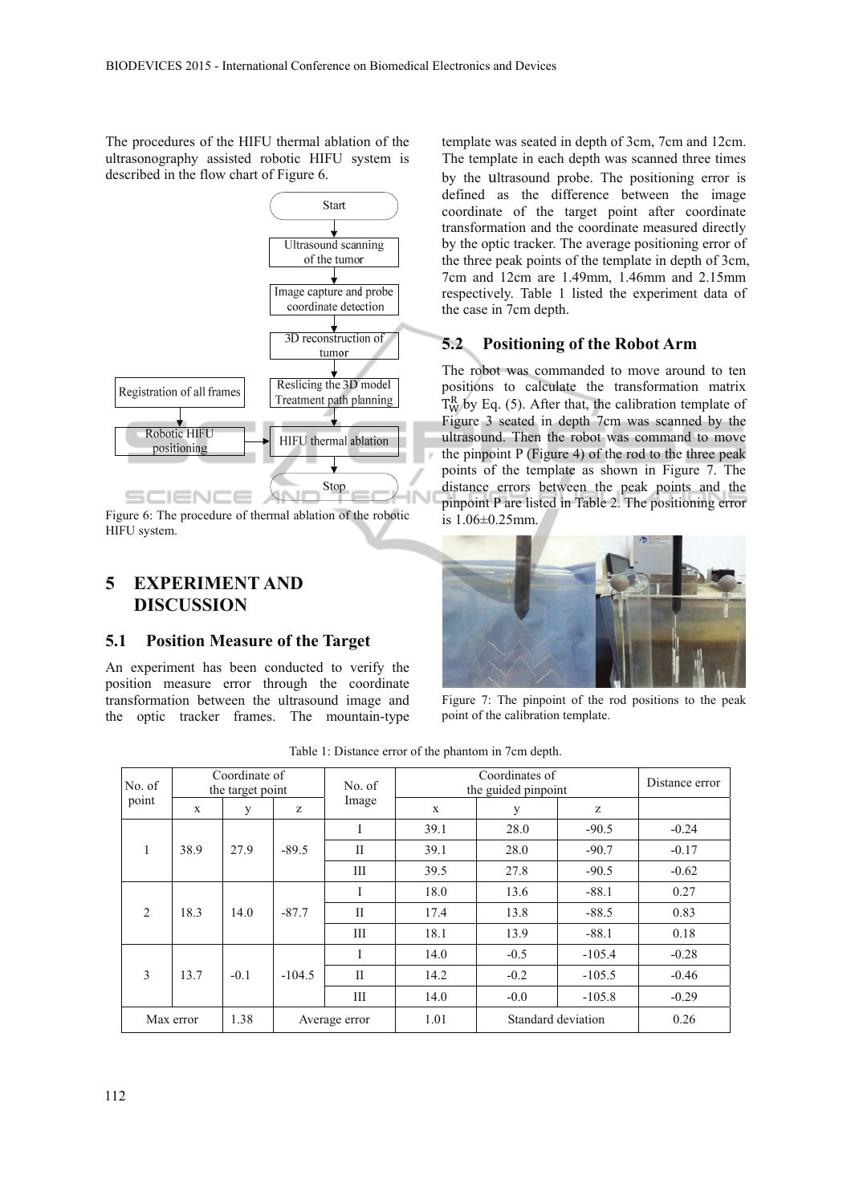The procedures of the HIFU thermal ablation of the ultrasonography assisted robotic HIFU system is described in the flow chart of Figure 6.

Figure 6: The procedure of thermal ablation of the robotic HIFU system.

## 5 EXPERIMENT AND DISCUSSION

### 5.1 Position Measure of the Target

An experiment has been conducted to verify the position measure error through the coordinate transformation between the ultrasound image and the optic tracker frames. The mountain-type template was seated in depth of 3cm, 7cm and 12cm. The template in each depth was scanned three times by the ultrasound probe. The positioning error is defined as the difference between the image coordinate of the target point after coordinate transformation and the coordinate measured directly by the optic tracker. The average positioning error of the three peak points of the template in depth of 3cm, 7cm and 12cm are 1.49mm, 1.46mm and 2.15mm respectively. Table 1 listed the experiment data of the case in 7cm depth.

### 5.2 Positioning of the Robot Arm

The robot was commanded to move around to ten positions to calculate the transformation matrix $T_W^R$ by Eq. (5). After that, the calibration template of Figure 3 seated in depth 7cm was scanned by the ultrasound. Then the robot was command to move the pinpoint P (Figure 4) of the rod to the three peak points of the template as shown in Figure 7. The distance errors between the peak points and the pinpoint P are listed in Table 2. The positioning error is 1.06±0.25mm.

Figure 7: The pinpoint of the rod positions to the peak point of the calibration template.

Table 1: Distance error of the phantom in 7cm depth.

| No. of point | Coordinate of the target point | | | No. of Image | Coordinates of the guided pinpoint | | | Distance error |
|---|---|---|---|---|---|---|---|---|
| | x | y | z | | x | y | z | |
| 1 | 38.9 | 27.9 | -89.5 | I | 39.1 | 28.0 | -90.5 | -0.24 |
| | | | | II | 39.1 | 28.0 | -90.7 | -0.17 |
| | | | | III | 39.5 | 27.8 | -90.5 | -0.62 |
| 2 | 18.3 | 14.0 | -87.7 | I | 18.0 | 13.6 | -88.1 | 0.27 |
| | | | | II | 17.4 | 13.8 | -88.5 | 0.83 |
| | | | | III | 18.1 | 13.9 | -88.1 | 0.18 |
| 3 | 13.7 | -0.1 | -104.5 | I | 14.0 | -0.5 | -105.4 | -0.28 |
| | | | | II | 14.2 | -0.2 | -105.5 | -0.46 |
| | | | | III | 14.0 | -0.0 | -105.8 | -0.29 |
| Max error | | 1.38 | Average error | | 1.01 | Standard deviation | | 0.26 |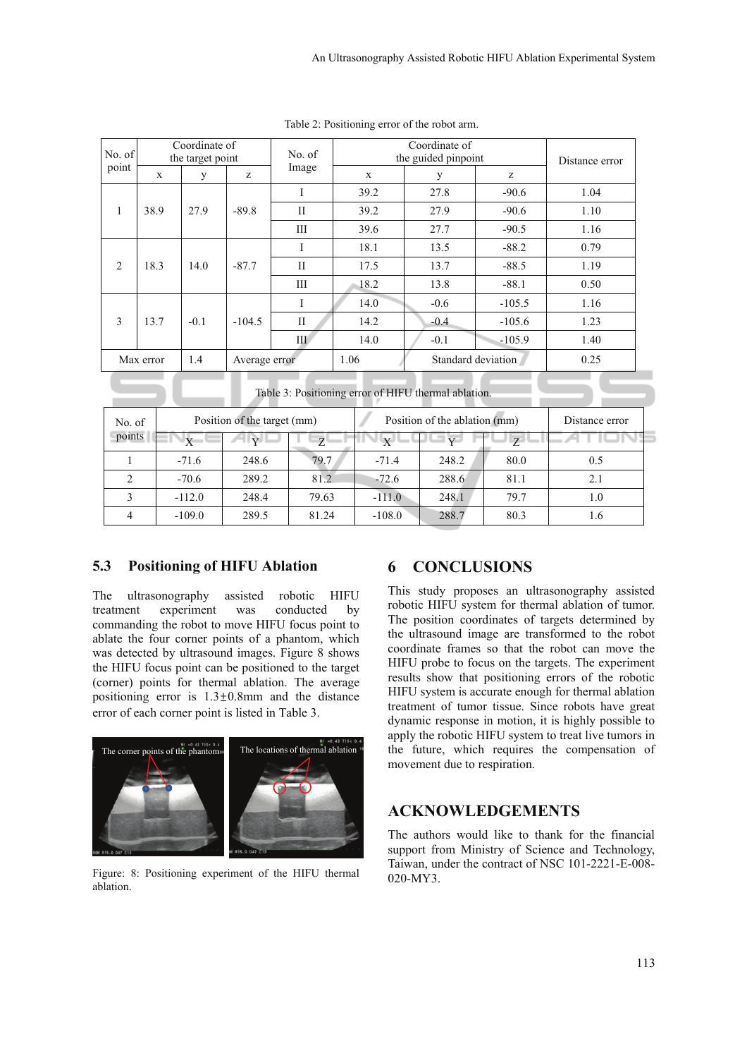Table 2: Positioning error of the robot arm.

| No. of point | Coordinate of the target point | | | No. of Image | Coordinate of the guided pinpoint | | | Distance error |
|---|---|---|---|---|---|---|---|---|
| | x | y | z | | x | y | z | |
| 1 | 38.9 | 27.9 | -89.8 | I | 39.2 | 27.8 | -90.6 | 1.04 |
| | | | | II | 39.2 | 27.9 | -90.6 | 1.10 |
| | | | | III | 39.6 | 27.7 | -90.5 | 1.16 |
| 2 | 18.3 | 14.0 | -87.7 | I | 18.1 | 13.5 | -88.2 | 0.79 |
| | | | | II | 17.5 | 13.7 | -88.5 | 1.19 |
| | | | | III | 18.2 | 13.8 | -88.1 | 0.50 |
| 3 | 13.7 | -0.1 | -104.5 | I | 14.0 | -0.6 | -105.5 | 1.16 |
| | | | | II | 14.2 | -0.4 | -105.6 | 1.23 |
| | | | | III | 14.0 | -0.1 | -105.9 | 1.40 |
| Max error | | 1.4 | Average error | | 1.06 | Standard deviation | | 0.25 |

Table 3: Positioning error of HIFU thermal ablation.

| No. of points | Position of the target (mm) | | | Position of the ablation (mm) | | | Distance error |
|---|---|---|---|---|---|---|---|
| | X | Y | Z | X | Y | Z | |
| 1 | -71.6 | 248.6 | 79.7 | -71.4 | 248.2 | 80.0 | 0.5 |
| 2 | -70.6 | 289.2 | 81.2 | -72.6 | 288.6 | 81.1 | 2.1 |
| 3 | -112.0 | 248.4 | 79.63 | -111.0 | 248.1 | 79.7 | 1.0 |
| 4 | -109.0 | 289.5 | 81.24 | -108.0 | 288.7 | 80.3 | 1.6 |

### 5.3 Positioning of HIFU Ablation

The ultrasonography assisted robotic HIFU treatment experiment was conducted by commanding the robot to move HIFU focus point to ablate the four corner points of a phantom, which was detected by ultrasound images. Figure 8 shows the HIFU focus point can be positioned to the target (corner) points for thermal ablation. The average positioning error is 1.3±0.8mm and the distance error of each corner point is listed in Table 3.

Figure: 8: Positioning experiment of the HIFU thermal ablation.

## 6 CONCLUSIONS

This study proposes an ultrasonography assisted robotic HIFU system for thermal ablation of tumor. The position coordinates of targets determined by the ultrasound image are transformed to the robot coordinate frames so that the robot can move the HIFU probe to focus on the targets. The experiment results show that positioning errors of the robotic HIFU system is accurate enough for thermal ablation treatment of tumor tissue. Since robots have great dynamic response in motion, it is highly possible to apply the robotic HIFU system to treat live tumors in the future, which requires the compensation of movement due to respiration.

## ACKNOWLEDGEMENTS

The authors would like to thank for the financial support from Ministry of Science and Technology, Taiwan, under the contract of NSC 101-2221-E-008-020-MY3.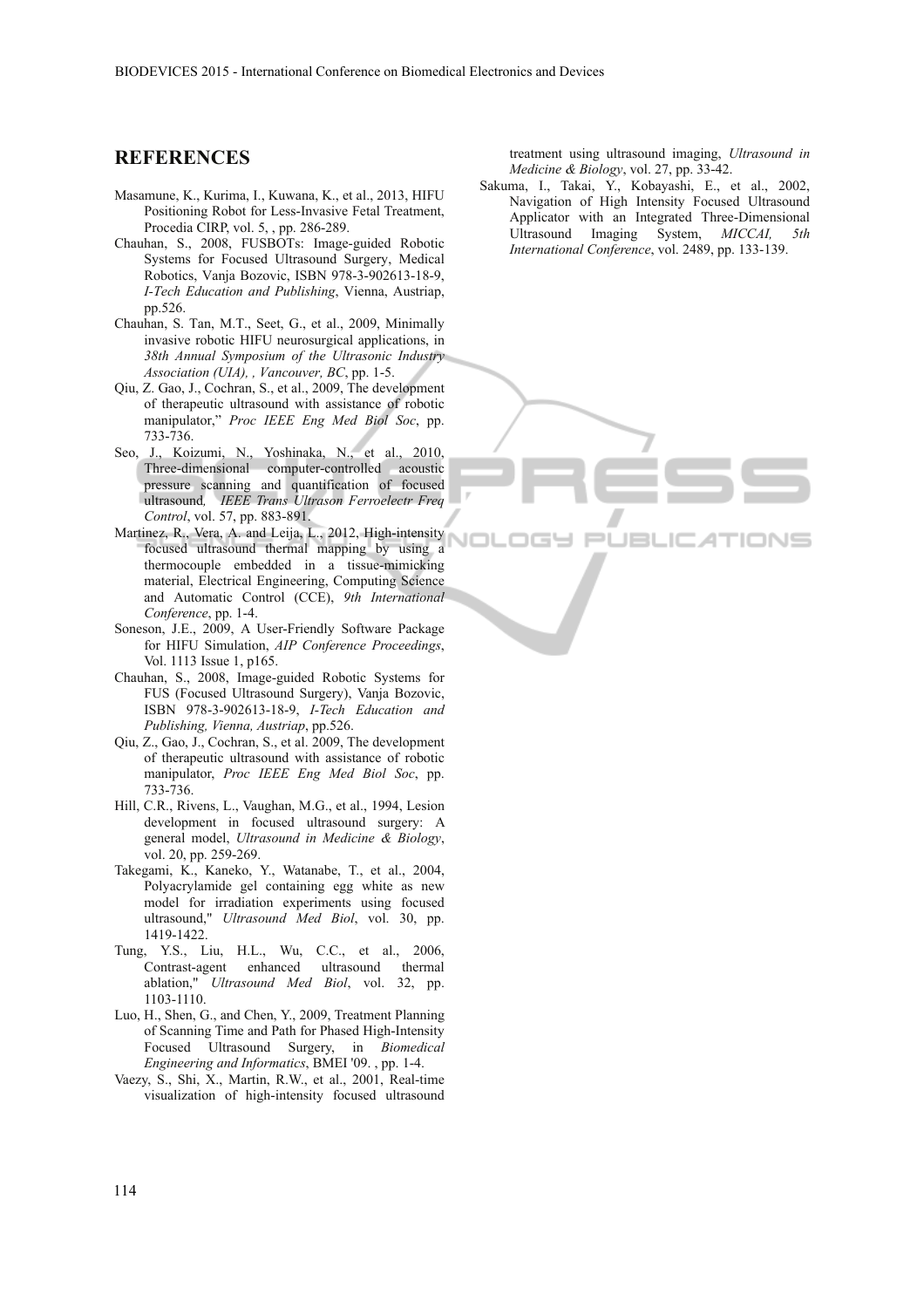## REFERENCES

Masamune, K., Kurima, I., Kuwana, K., et al., 2013, HIFU Positioning Robot for Less-Invasive Fetal Treatment, Procedia CIRP, vol. 5, , pp. 286-289.

Chauhan, S., 2008, FUSBOTs: Image-guided Robotic Systems for Focused Ultrasound Surgery, Medical Robotics, Vanja Bozovic, ISBN 978-3-902613-18-9, *I-Tech Education and Publishing*, Vienna, Austriap, pp.526.

Chauhan, S. Tan, M.T., Seet, G., et al., 2009, Minimally invasive robotic HIFU neurosurgical applications, in *38th Annual Symposium of the Ultrasonic Industry Association (UIA), , Vancouver, BC*, pp. 1-5.

Qiu, Z. Gao, J., Cochran, S., et al., 2009, The development of therapeutic ultrasound with assistance of robotic manipulator," *Proc IEEE Eng Med Biol Soc*, pp. 733-736.

Seo, J., Koizumi, N., Yoshinaka, N., et al., 2010, Three-dimensional computer-controlled acoustic pressure scanning and quantification of focused ultrasound, *IEEE Trans Ultrason Ferroelectr Freq Control*, vol. 57, pp. 883-891.

Martinez, R., Vera, A. and Leija, L., 2012, High-intensity focused ultrasound thermal mapping by using a thermocouple embedded in a tissue-mimicking material, Electrical Engineering, Computing Science and Automatic Control (CCE), *9th International Conference*, pp. 1-4.

Soneson, J.E., 2009, A User-Friendly Software Package for HIFU Simulation, *AIP Conference Proceedings*, Vol. 1113 Issue 1, p165.

Chauhan, S., 2008, Image-guided Robotic Systems for FUS (Focused Ultrasound Surgery), Vanja Bozovic, ISBN 978-3-902613-18-9, *I-Tech Education and Publishing, Vienna, Austriap*, pp.526.

Qiu, Z., Gao, J., Cochran, S., et al. 2009, The development of therapeutic ultrasound with assistance of robotic manipulator, *Proc IEEE Eng Med Biol Soc*, pp. 733-736.

Hill, C.R., Rivens, L., Vaughan, M.G., et al., 1994, Lesion development in focused ultrasound surgery: A general model, *Ultrasound in Medicine & Biology*, vol. 20, pp. 259-269.

Takegami, K., Kaneko, Y., Watanabe, T., et al., 2004, Polyacrylamide gel containing egg white as new model for irradiation experiments using focused ultrasound," *Ultrasound Med Biol*, vol. 30, pp. 1419-1422.

Tung, Y.S., Liu, H.L., Wu, C.C., et al., 2006, Contrast-agent enhanced ultrasound thermal ablation," *Ultrasound Med Biol*, vol. 32, pp. 1103-1110.

Luo, H., Shen, G., and Chen, Y., 2009, Treatment Planning of Scanning Time and Path for Phased High-Intensity Focused Ultrasound Surgery, in *Biomedical Engineering and Informatics*, BMEI '09. , pp. 1-4.

Vaezy, S., Shi, X., Martin, R.W., et al., 2001, Real-time visualization of high-intensity focused ultrasound treatment using ultrasound imaging, *Ultrasound in Medicine & Biology*, vol. 27, pp. 33-42.

Sakuma, I., Takai, Y., Kobayashi, E., et al., 2002, Navigation of High Intensity Focused Ultrasound Applicator with an Integrated Three-Dimensional Ultrasound Imaging System, *MICCAI, 5th International Conference*, vol. 2489, pp. 133-139.